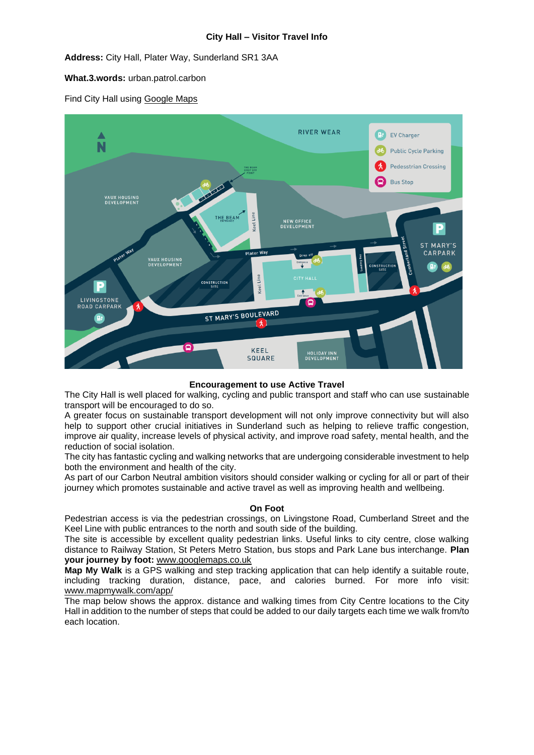**City Hall – Visitor Travel Info**

**Address:** City Hall, Plater Way, Sunderland SR1 3AA

**What.3.words:** urban.patrol.carbon

Find City Hall using Google Maps

**Encouragement to use Active Travel**

The City Hall is well placed for walking, cycling and public transport and staff who can use sustainable transport will be encouraged to do so.

A greater focus on sustainable transport development will not only improve connectivity but will also help to support other crucial initiatives in Sunderland such as helping to relieve traffic congestion, improve air quality, increase levels of physical activity, and improve road safety, mental health, and the reduction of social isolation.

The city has fantastic cycling and walking networks that are undergoing considerable investment to help both the environment and health of the city.

As part of our Carbon Neutral ambition visitors should consider walking or cycling for all or part of their journey which promotes sustainable and active travel as well as improving health and wellbeing.

**On Foot**

Pedestrian access is via the pedestrian crossings, on Livingstone Road, Cumberland Street and the Keel Line with public entrances to the north and south side of the building.

The site is accessible by excellent quality pedestrian links. Useful links to city centre, close walking distance to Railway Station, St Peters Metro Station, bus stops and Park Lane bus interchange. **Plan your journey by foot:** www.googlemaps.co.uk

**Map My Walk** is a GPS walking and step tracking application that can help identify a suitable route, including tracking duration, distance, pace, and calories burned. For more info visit: www.mapmywalk.com/app/

The map below shows the approx. distance and walking times from City Centre locations to the City Hall in addition to the number of steps that could be added to our daily targets each time we walk from/to each location.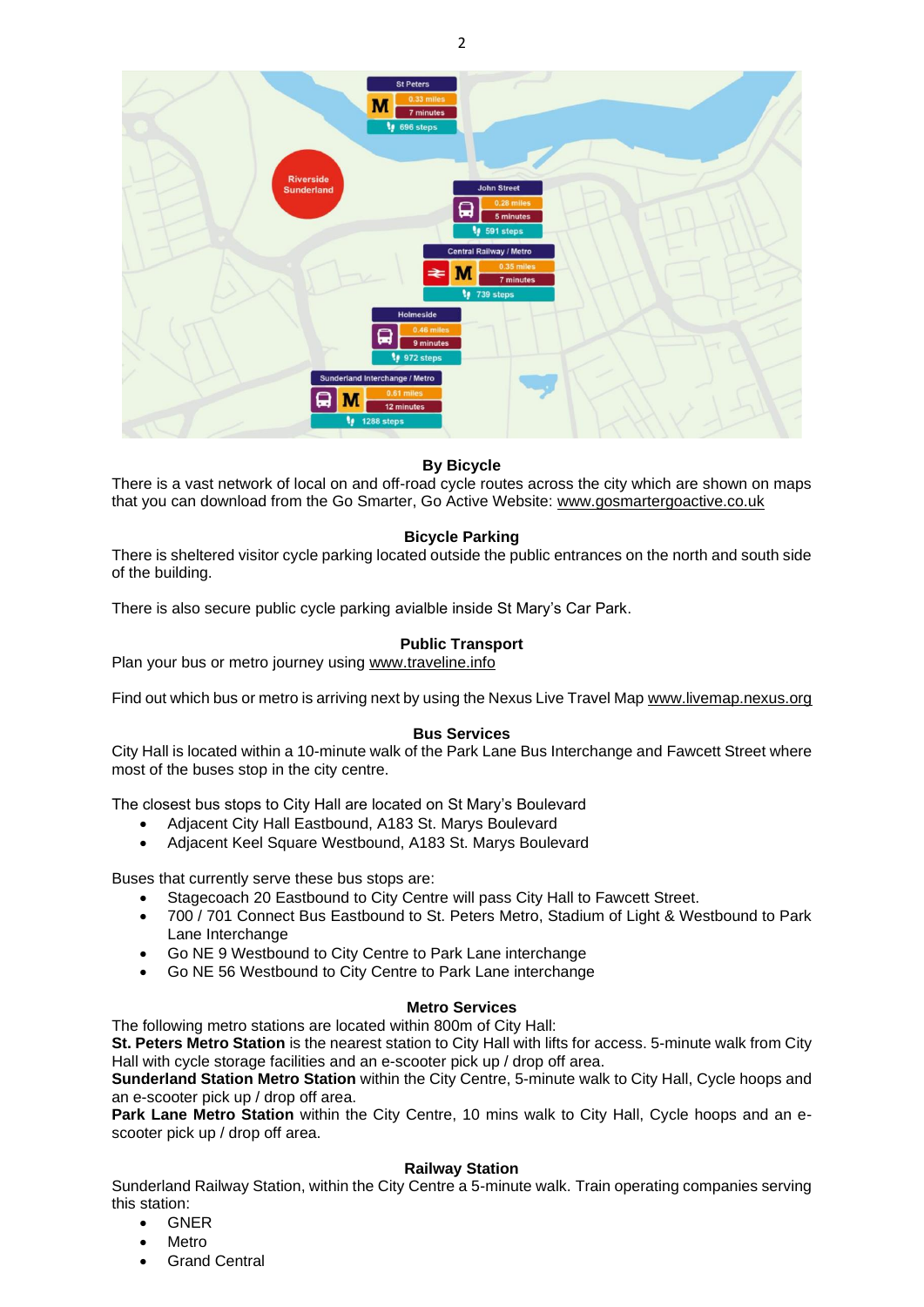St Peters
0.33 miles
7 minutes
696 steps

Riverside Sunderland

John Street
0.28 miles
5 minutes
591 steps

Central Railway / Metro
0.35 miles
7 minutes
739 steps

Holmeside
0.46 miles
9 minutes
972 steps

Sunderland Interchange / Metro
0.61 miles
12 minutes
1288 steps

### By Bicycle

There is a vast network of local on and off-road cycle routes across the city which are shown on maps that you can download from the Go Smarter, Go Active Website: www.gosmartergoactive.co.uk

### Bicycle Parking

There is sheltered visitor cycle parking located outside the public entrances on the north and south side of the building.

There is also secure public cycle parking avialble inside St Mary's Car Park.

### Public Transport

Plan your bus or metro journey using www.traveline.info

Find out which bus or metro is arriving next by using the Nexus Live Travel Map www.livemap.nexus.org

### Bus Services

City Hall is located within a 10-minute walk of the Park Lane Bus Interchange and Fawcett Street where most of the buses stop in the city centre.

The closest bus stops to City Hall are located on St Mary's Boulevard

- Adjacent City Hall Eastbound, A183 St. Marys Boulevard
- Adjacent Keel Square Westbound, A183 St. Marys Boulevard

Buses that currently serve these bus stops are:

- Stagecoach 20 Eastbound to City Centre will pass City Hall to Fawcett Street.
- 700 / 701 Connect Bus Eastbound to St. Peters Metro, Stadium of Light & Westbound to Park Lane Interchange
- Go NE 9 Westbound to City Centre to Park Lane interchange
- Go NE 56 Westbound to City Centre to Park Lane interchange

### Metro Services

The following metro stations are located within 800m of City Hall:
**St. Peters Metro Station** is the nearest station to City Hall with lifts for access. 5-minute walk from City Hall with cycle storage facilities and an e-scooter pick up / drop off area.
**Sunderland Station Metro Station** within the City Centre, 5-minute walk to City Hall, Cycle hoops and an e-scooter pick up / drop off area.
**Park Lane Metro Station** within the City Centre, 10 mins walk to City Hall, Cycle hoops and an e-scooter pick up / drop off area.

### Railway Station

Sunderland Railway Station, within the City Centre a 5-minute walk. Train operating companies serving this station:

- GNER
- Metro
- Grand Central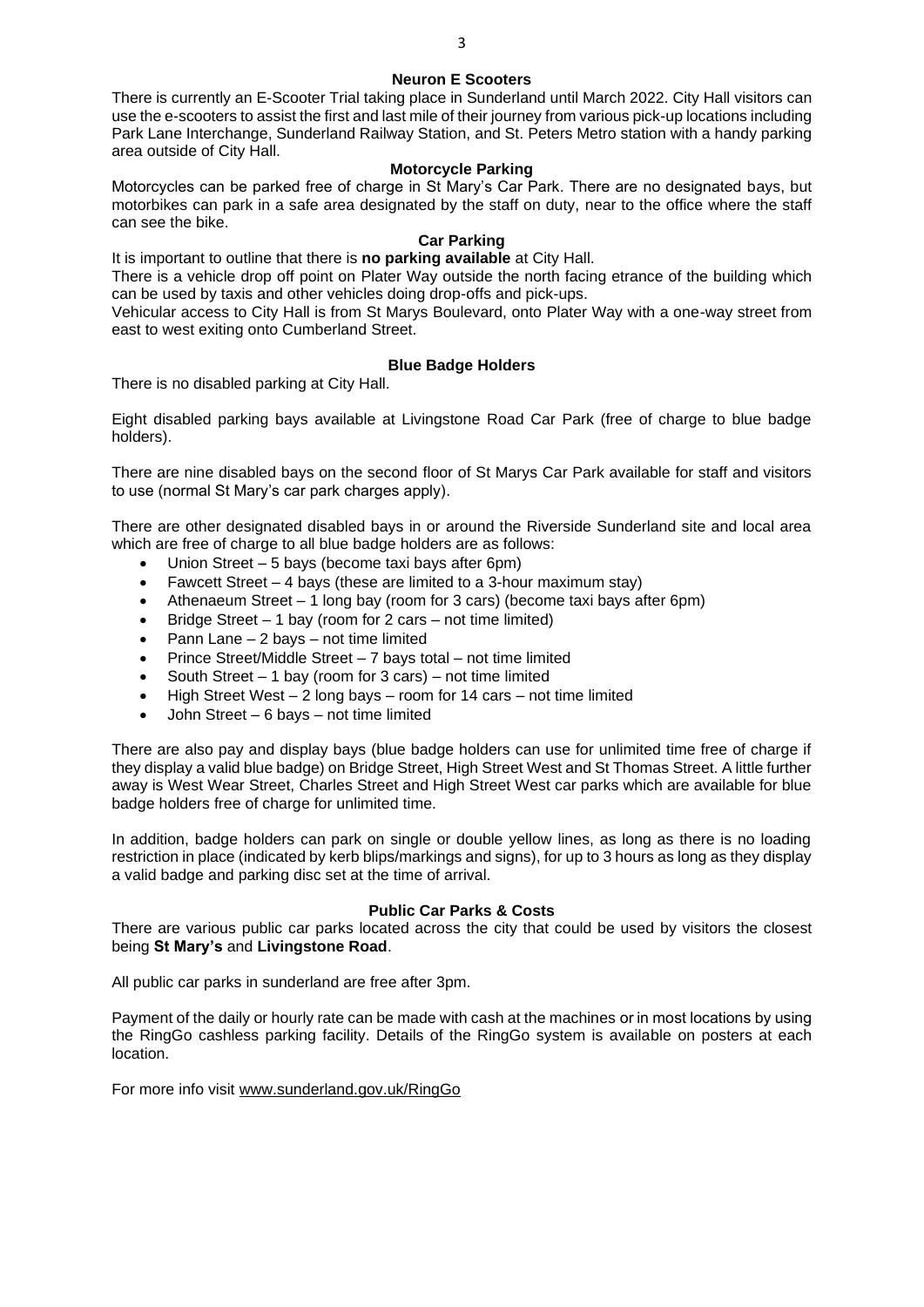### Neuron E Scooters

There is currently an E-Scooter Trial taking place in Sunderland until March 2022. City Hall visitors can use the e-scooters to assist the first and last mile of their journey from various pick-up locations including Park Lane Interchange, Sunderland Railway Station, and St. Peters Metro station with a handy parking area outside of City Hall.

### Motorcycle Parking

Motorcycles can be parked free of charge in St Mary's Car Park. There are no designated bays, but motorbikes can park in a safe area designated by the staff on duty, near to the office where the staff can see the bike.

### Car Parking

It is important to outline that there is **no parking available** at City Hall.

There is a vehicle drop off point on Plater Way outside the north facing etrance of the building which can be used by taxis and other vehicles doing drop-offs and pick-ups.

Vehicular access to City Hall is from St Marys Boulevard, onto Plater Way with a one-way street from east to west exiting onto Cumberland Street.

### Blue Badge Holders

There is no disabled parking at City Hall.

Eight disabled parking bays available at Livingstone Road Car Park (free of charge to blue badge holders).

There are nine disabled bays on the second floor of St Marys Car Park available for staff and visitors to use (normal St Mary's car park charges apply).

There are other designated disabled bays in or around the Riverside Sunderland site and local area which are free of charge to all blue badge holders are as follows:

- Union Street – 5 bays (become taxi bays after 6pm)
- Fawcett Street – 4 bays (these are limited to a 3-hour maximum stay)
- Athenaeum Street – 1 long bay (room for 3 cars) (become taxi bays after 6pm)
- Bridge Street – 1 bay (room for 2 cars – not time limited)
- Pann Lane – 2 bays – not time limited
- Prince Street/Middle Street – 7 bays total – not time limited
- South Street – 1 bay (room for 3 cars) – not time limited
- High Street West – 2 long bays – room for 14 cars – not time limited
- John Street – 6 bays – not time limited

There are also pay and display bays (blue badge holders can use for unlimited time free of charge if they display a valid blue badge) on Bridge Street, High Street West and St Thomas Street. A little further away is West Wear Street, Charles Street and High Street West car parks which are available for blue badge holders free of charge for unlimited time.

In addition, badge holders can park on single or double yellow lines, as long as there is no loading restriction in place (indicated by kerb blips/markings and signs), for up to 3 hours as long as they display a valid badge and parking disc set at the time of arrival.

### Public Car Parks & Costs

There are various public car parks located across the city that could be used by visitors the closest being **St Mary's** and **Livingstone Road**.

All public car parks in sunderland are free after 3pm.

Payment of the daily or hourly rate can be made with cash at the machines or in most locations by using the RingGo cashless parking facility. Details of the RingGo system is available on posters at each location.

For more info visit www.sunderland.gov.uk/RingGo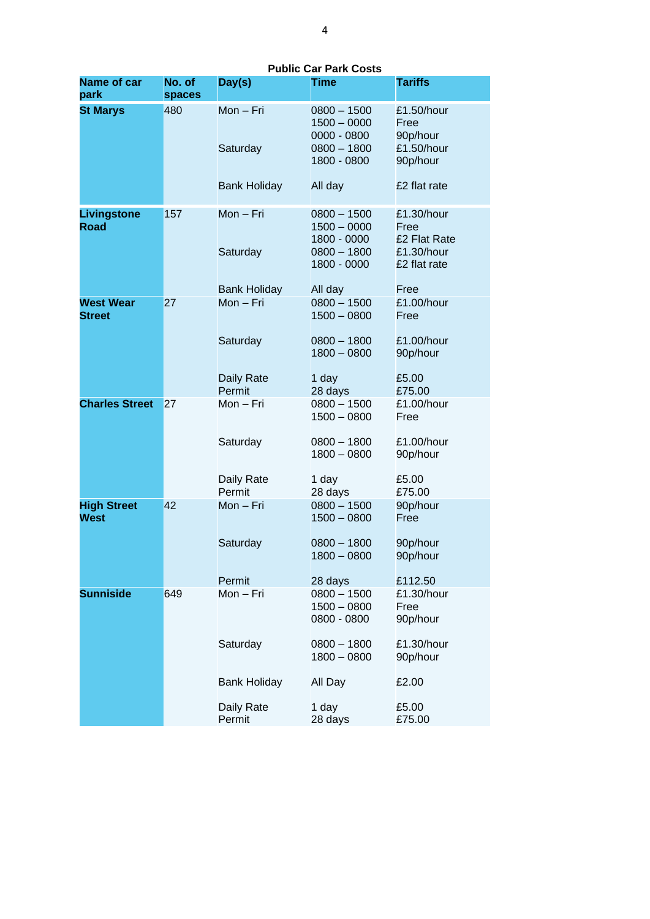**Public Car Park Costs**

| Name of car park | No. of spaces | Day(s) | Time | Tariffs |
|---|---|---|---|---|
| **St Marys** | 480 | Mon – Fri | 0800 – 1500<br>1500 – 0000<br>0000 - 0800 | £1.50/hour<br>Free<br>90p/hour |
| | | Saturday | 0800 – 1800<br>1800 - 0800 | £1.50/hour<br>90p/hour |
| | | Bank Holiday | All day | £2 flat rate |
| **Livingstone Road** | 157 | Mon – Fri | 0800 – 1500<br>1500 – 0000<br>1800 - 0000 | £1.30/hour<br>Free<br>£2 Flat Rate |
| | | Saturday | 0800 – 1800<br>1800 - 0000 | £1.30/hour<br>£2 flat rate |
| | | Bank Holiday | All day | Free |
| **West Wear Street** | 27 | Mon – Fri | 0800 – 1500<br>1500 – 0800 | £1.00/hour<br>Free |
| | | Saturday | 0800 – 1800<br>1800 – 0800 | £1.00/hour<br>90p/hour |
| | | Daily Rate<br>Permit | 1 day<br>28 days | £5.00<br>£75.00 |
| **Charles Street** | 27 | Mon – Fri | 0800 – 1500<br>1500 – 0800 | £1.00/hour<br>Free |
| | | Saturday | 0800 – 1800<br>1800 – 0800 | £1.00/hour<br>90p/hour |
| | | Daily Rate<br>Permit | 1 day<br>28 days | £5.00<br>£75.00 |
| **High Street West** | 42 | Mon – Fri | 0800 – 1500<br>1500 – 0800 | 90p/hour<br>Free |
| | | Saturday | 0800 – 1800<br>1800 – 0800 | 90p/hour<br>90p/hour |
| | | Permit | 28 days | £112.50 |
| **Sunniside** | 649 | Mon – Fri | 0800 – 1500<br>1500 – 0800<br>0800 - 0800 | £1.30/hour<br>Free<br>90p/hour |
| | | Saturday | 0800 – 1800<br>1800 – 0800 | £1.30/hour<br>90p/hour |
| | | Bank Holiday | All Day | £2.00 |
| | | Daily Rate<br>Permit | 1 day<br>28 days | £5.00<br>£75.00 |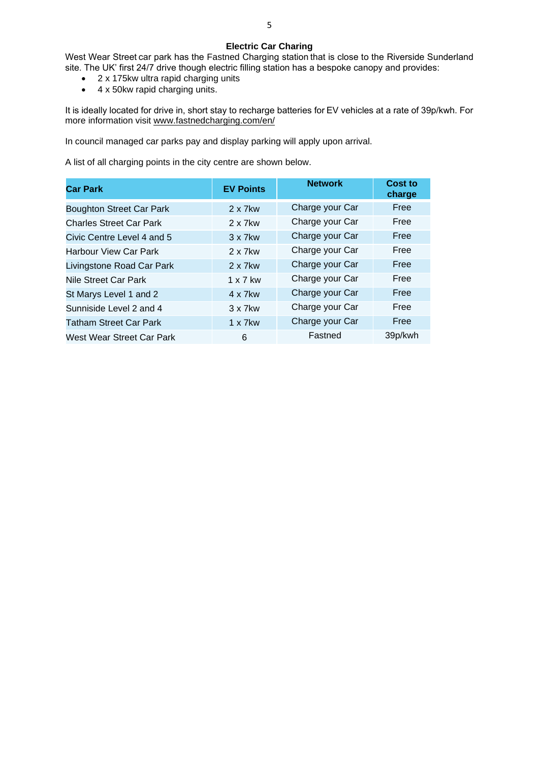## Electric Car Charing

West Wear Street car park has the Fastned Charging station that is close to the Riverside Sunderland site. The UK' first 24/7 drive though electric filling station has a bespoke canopy and provides:

- 2 x 175kw ultra rapid charging units
- 4 x 50kw rapid charging units.

It is ideally located for drive in, short stay to recharge batteries for EV vehicles at a rate of 39p/kwh. For more information visit www.fastnedcharging.com/en/

In council managed car parks pay and display parking will apply upon arrival.

A list of all charging points in the city centre are shown below.

| Car Park | EV Points | Network | Cost to charge |
|---|---|---|---|
| Boughton Street Car Park | 2 x 7kw | Charge your Car | Free |
| Charles Street Car Park | 2 x 7kw | Charge your Car | Free |
| Civic Centre Level 4 and 5 | 3 x 7kw | Charge your Car | Free |
| Harbour View Car Park | 2 x 7kw | Charge your Car | Free |
| Livingstone Road Car Park | 2 x 7kw | Charge your Car | Free |
| Nile Street Car Park | 1 x 7 kw | Charge your Car | Free |
| St Marys Level 1 and 2 | 4 x 7kw | Charge your Car | Free |
| Sunniside Level 2 and 4 | 3 x 7kw | Charge your Car | Free |
| Tatham Street Car Park | 1 x 7kw | Charge your Car | Free |
| West Wear Street Car Park | 6 | Fastned | 39p/kwh |